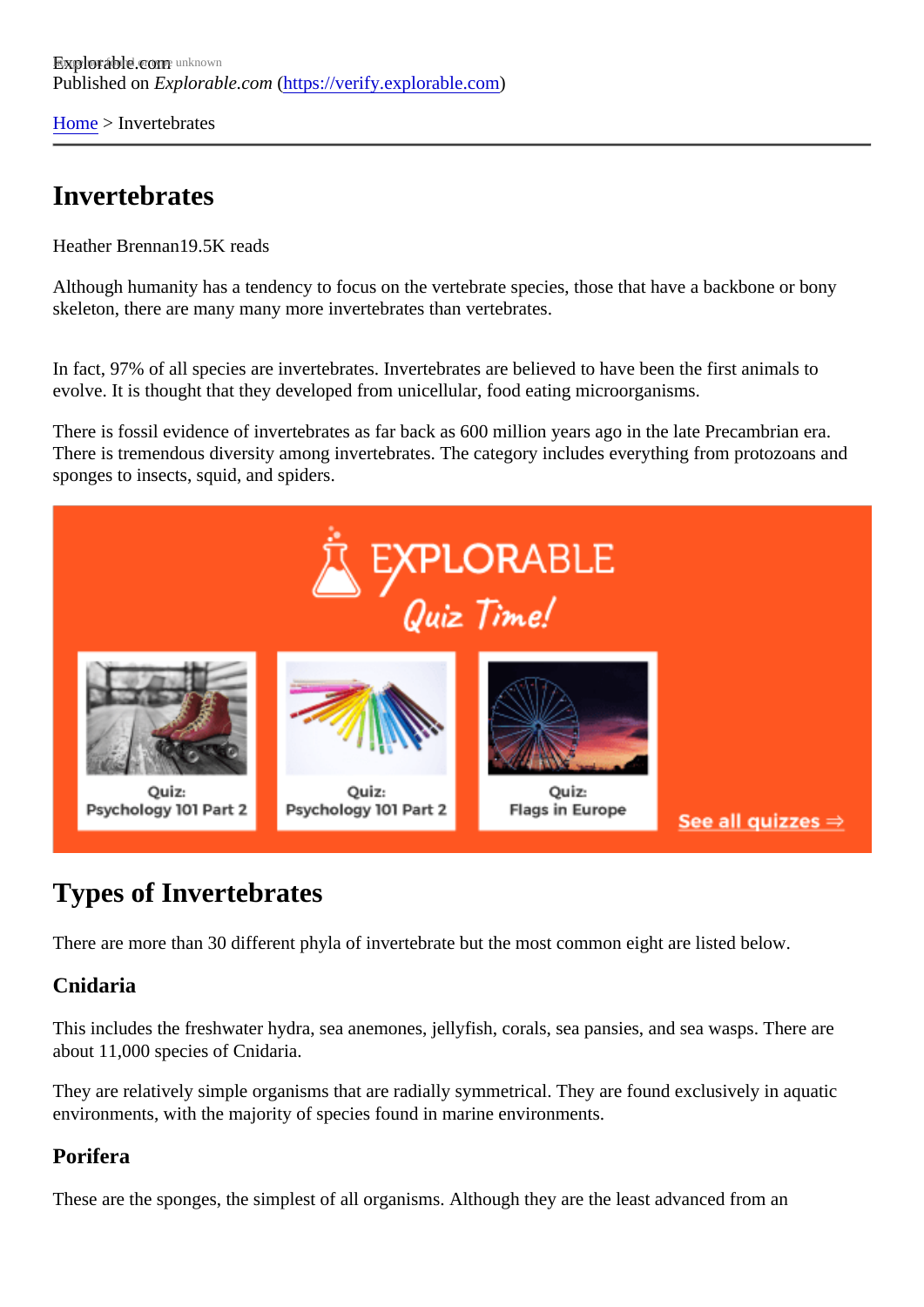Explorable.com
Published on *Explorable.com* (https://verify.explorable.com)

Home > Invertebrates

# Invertebrates

Heather Brennan19.5K reads

Although humanity has a tendency to focus on the vertebrate species, those that have a backbone or bony skeleton, there are many many more invertebrates than vertebrates.

In fact, 97% of all species are invertebrates. Invertebrates are believed to have been the first animals to evolve. It is thought that they developed from unicellular, food eating microorganisms.

There is fossil evidence of invertebrates as far back as 600 million years ago in the late Precambrian era. There is tremendous diversity among invertebrates. The category includes everything from protozoans and sponges to insects, squid, and spiders.

## Types of Invertebrates

There are more than 30 different phyla of invertebrate but the most common eight are listed below.

### Cnidaria

This includes the freshwater hydra, sea anemones, jellyfish, corals, sea pansies, and sea wasps. There are about 11,000 species of Cnidaria.

They are relatively simple organisms that are radially symmetrical. They are found exclusively in aquatic environments, with the majority of species found in marine environments.

### Porifera

These are the sponges, the simplest of all organisms. Although they are the least advanced from an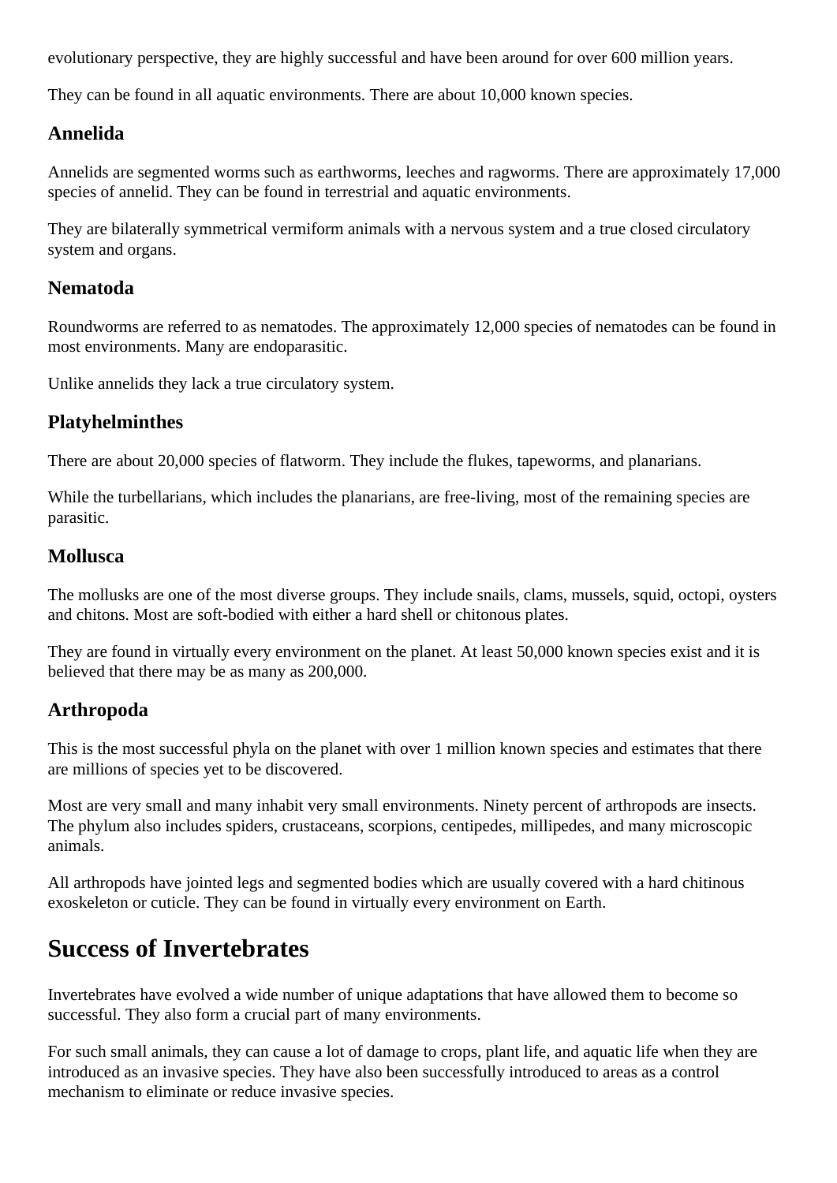evolutionary perspective, they are highly successful and have been around for over 600 million years.

They can be found in all aquatic environments. There are about 10,000 known species.

### Annelida

Annelids are segmented worms such as earthworms, leeches and ragworms. There are approximately 17,000 species of annelid. They can be found in terrestrial and aquatic environments.

They are bilaterally symmetrical vermiform animals with a nervous system and a true closed circulatory system and organs.

### Nematoda

Roundworms are referred to as nematodes. The approximately 12,000 species of nematodes can be found in most environments. Many are endoparasitic.

Unlike annelids they lack a true circulatory system.

### Platyhelminthes

There are about 20,000 species of flatworm. They include the flukes, tapeworms, and planarians.

While the turbellarians, which includes the planarians, are free-living, most of the remaining species are parasitic.

### Mollusca

The mollusks are one of the most diverse groups. They include snails, clams, mussels, squid, octopi, oysters and chitons. Most are soft-bodied with either a hard shell or chitonous plates.

They are found in virtually every environment on the planet. At least 50,000 known species exist and it is believed that there may be as many as 200,000.

### Arthropoda

This is the most successful phyla on the planet with over 1 million known species and estimates that there are millions of species yet to be discovered.

Most are very small and many inhabit very small environments. Ninety percent of arthropods are insects. The phylum also includes spiders, crustaceans, scorpions, centipedes, millipedes, and many microscopic animals.

All arthropods have jointed legs and segmented bodies which are usually covered with a hard chitinous exoskeleton or cuticle. They can be found in virtually every environment on Earth.

## Success of Invertebrates

Invertebrates have evolved a wide number of unique adaptations that have allowed them to become so successful. They also form a crucial part of many environments.

For such small animals, they can cause a lot of damage to crops, plant life, and aquatic life when they are introduced as an invasive species. They have also been successfully introduced to areas as a control mechanism to eliminate or reduce invasive species.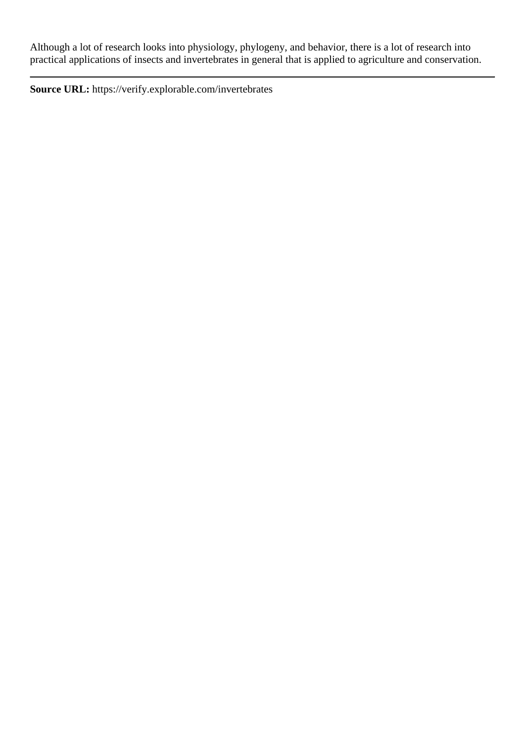Although a lot of research looks into physiology, phylogeny, and behavior, there is a lot of research into practical applications of insects and invertebrates in general that is applied to agriculture and conservation.

---

**Source URL:** https://verify.explorable.com/invertebrates